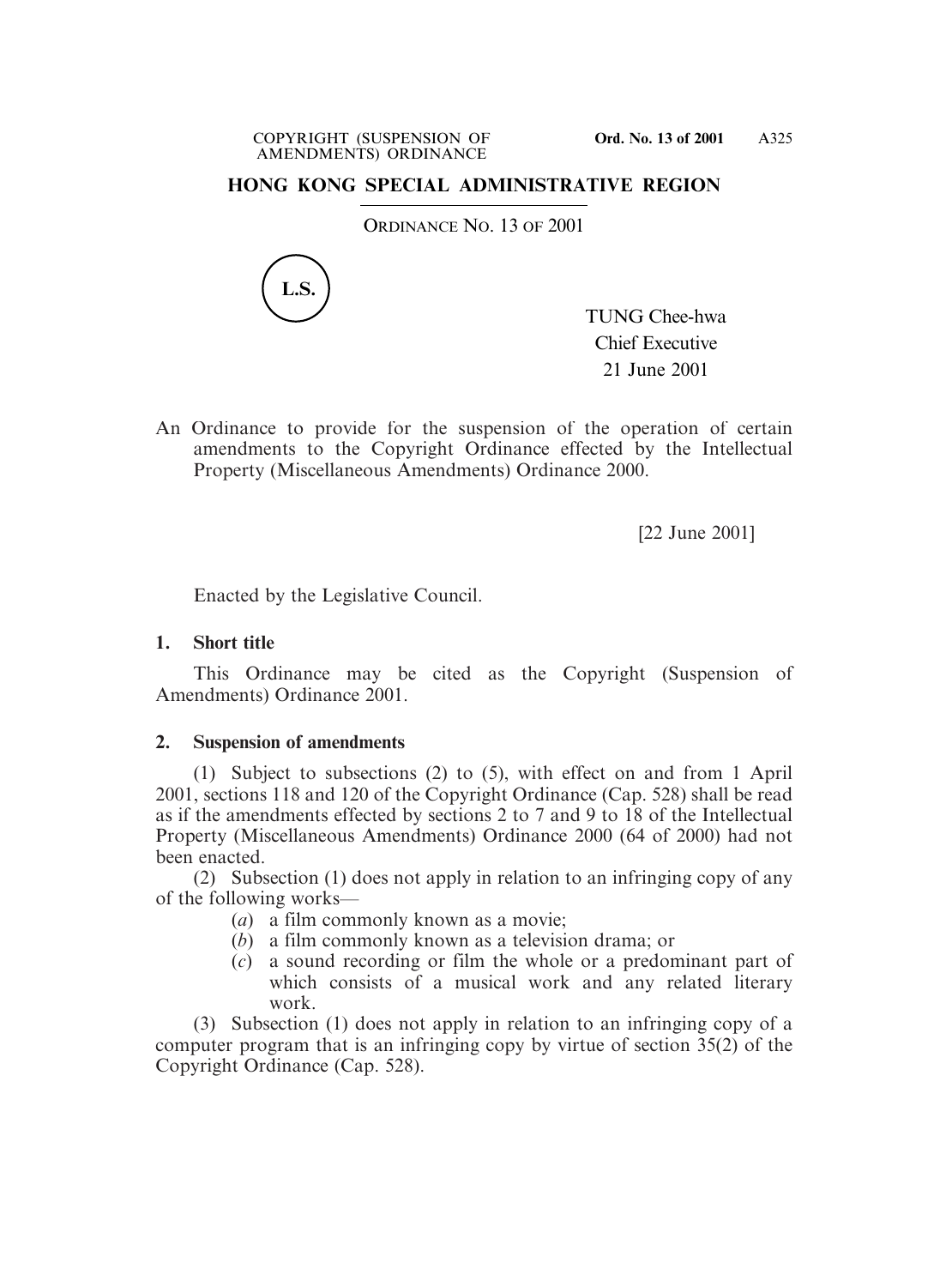# HONG KONG SPECIAL ADMINISTRATIVE REGION

ORDINANCE NO. 13 OF 2001

L.S.

TUNG Chee-hwa
Chief Executive
21 June 2001

An Ordinance to provide for the suspension of the operation of certain amendments to the Copyright Ordinance effected by the Intellectual Property (Miscellaneous Amendments) Ordinance 2000.

[22 June 2001]

Enacted by the Legislative Council.

**1. Short title**

This Ordinance may be cited as the Copyright (Suspension of Amendments) Ordinance 2001.

**2. Suspension of amendments**

(1) Subject to subsections (2) to (5), with effect on and from 1 April 2001, sections 118 and 120 of the Copyright Ordinance (Cap. 528) shall be read as if the amendments effected by sections 2 to 7 and 9 to 18 of the Intellectual Property (Miscellaneous Amendments) Ordinance 2000 (64 of 2000) had not been enacted.

(2) Subsection (1) does not apply in relation to an infringing copy of any of the following works—

(*a*) a film commonly known as a movie;
(*b*) a film commonly known as a television drama; or
(*c*) a sound recording or film the whole or a predominant part of which consists of a musical work and any related literary work.

(3) Subsection (1) does not apply in relation to an infringing copy of a computer program that is an infringing copy by virtue of section 35(2) of the Copyright Ordinance (Cap. 528).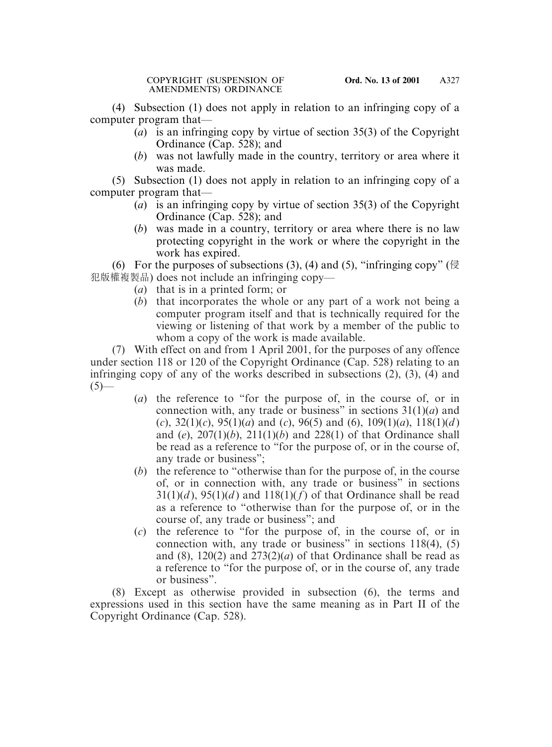(4) Subsection (1) does not apply in relation to an infringing copy of a computer program that—

- (*a*) is an infringing copy by virtue of section 35(3) of the Copyright Ordinance (Cap. 528); and
- (*b*) was not lawfully made in the country, territory or area where it was made.

(5) Subsection (1) does not apply in relation to an infringing copy of a computer program that—

- (*a*) is an infringing copy by virtue of section 35(3) of the Copyright Ordinance (Cap. 528); and
- (*b*) was made in a country, territory or area where there is no law protecting copyright in the work or where the copyright in the work has expired.

(6) For the purposes of subsections (3), (4) and (5), "infringing copy" (侵犯版權複製品) does not include an infringing copy—

- (*a*) that is in a printed form; or
- (*b*) that incorporates the whole or any part of a work not being a computer program itself and that is technically required for the viewing or listening of that work by a member of the public to whom a copy of the work is made available.

(7) With effect on and from 1 April 2001, for the purposes of any offence under section 118 or 120 of the Copyright Ordinance (Cap. 528) relating to an infringing copy of any of the works described in subsections (2), (3), (4) and (5)—

- (*a*) the reference to "for the purpose of, in the course of, or in connection with, any trade or business" in sections 31(1)(*a*) and (*c*), 32(1)(*c*), 95(1)(*a*) and (*c*), 96(5) and (6), 109(1)(*a*), 118(1)(*d*) and (*e*), 207(1)(*b*), 211(1)(*b*) and 228(1) of that Ordinance shall be read as a reference to "for the purpose of, or in the course of, any trade or business";
- (*b*) the reference to "otherwise than for the purpose of, in the course of, or in connection with, any trade or business" in sections 31(1)(*d*), 95(1)(*d*) and 118(1)(*f*) of that Ordinance shall be read as a reference to "otherwise than for the purpose of, or in the course of, any trade or business"; and
- (*c*) the reference to "for the purpose of, in the course of, or in connection with, any trade or business" in sections 118(4), (5) and (8), 120(2) and 273(2)(*a*) of that Ordinance shall be read as a reference to "for the purpose of, or in the course of, any trade or business".

(8) Except as otherwise provided in subsection (6), the terms and expressions used in this section have the same meaning as in Part II of the Copyright Ordinance (Cap. 528).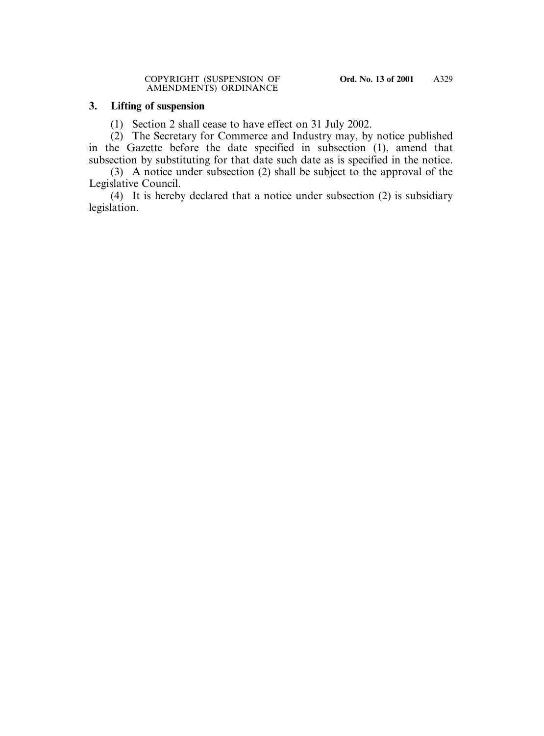### 3. Lifting of suspension

(1) Section 2 shall cease to have effect on 31 July 2002.

(2) The Secretary for Commerce and Industry may, by notice published in the Gazette before the date specified in subsection (1), amend that subsection by substituting for that date such date as is specified in the notice.

(3) A notice under subsection (2) shall be subject to the approval of the Legislative Council.

(4) It is hereby declared that a notice under subsection (2) is subsidiary legislation.